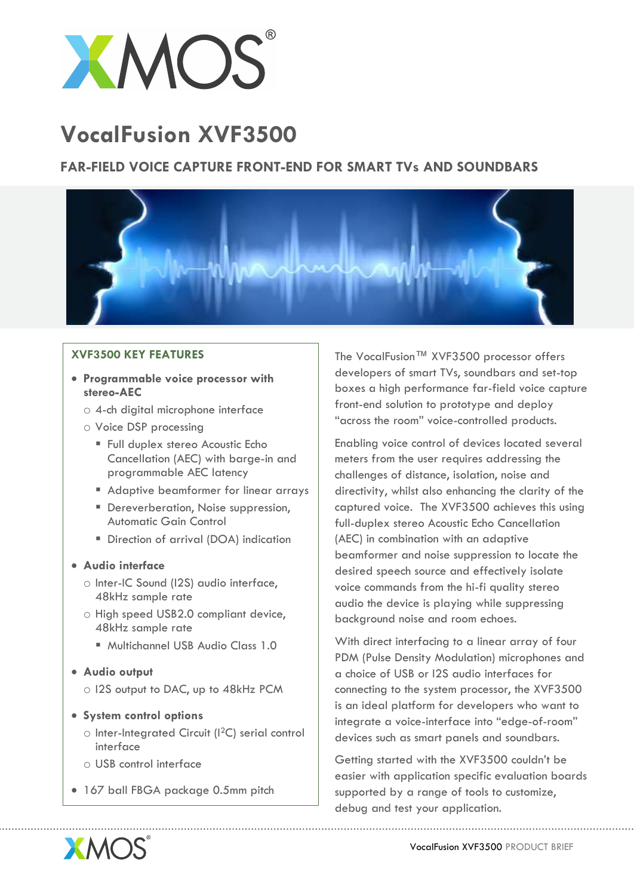# VocalFusion XVF3500

## FAR-FIELD VOICE CAPTURE FRONT-END FOR SMART TVs AND SOUNDBARS

### XVF3500 KEY FEATURES

- **Programmable voice processor with stereo-AEC**
  - 4-ch digital microphone interface
  - Voice DSP processing
    - Full duplex stereo Acoustic Echo Cancellation (AEC) with barge-in and programmable AEC latency
    - Adaptive beamformer for linear arrays
    - Dereverberation, Noise suppression, Automatic Gain Control
    - Direction of arrival (DOA) indication
- **Audio interface**
  - Inter-IC Sound (I2S) audio interface, 48kHz sample rate
  - High speed USB2.0 compliant device, 48kHz sample rate
    - Multichannel USB Audio Class 1.0
- **Audio output**
  - I2S output to DAC, up to 48kHz PCM
- **System control options**
  - Inter-Integrated Circuit ($I^2C$) serial control interface
  - USB control interface
- 167 ball FBGA package 0.5mm pitch

The VocalFusion™ XVF3500 processor offers developers of smart TVs, soundbars and set-top boxes a high performance far-field voice capture front-end solution to prototype and deploy "across the room" voice-controlled products.

Enabling voice control of devices located several meters from the user requires addressing the challenges of distance, isolation, noise and directivity, whilst also enhancing the clarity of the captured voice. The XVF3500 achieves this using full-duplex stereo Acoustic Echo Cancellation (AEC) in combination with an adaptive beamformer and noise suppression to locate the desired speech source and effectively isolate voice commands from the hi-fi quality stereo audio the device is playing while suppressing background noise and room echoes.

With direct interfacing to a linear array of four PDM (Pulse Density Modulation) microphones and a choice of USB or I2S audio interfaces for connecting to the system processor, the XVF3500 is an ideal platform for developers who want to integrate a voice-interface into "edge-of-room" devices such as smart panels and soundbars.

Getting started with the XVF3500 couldn't be easier with application specific evaluation boards supported by a range of tools to customize, debug and test your application.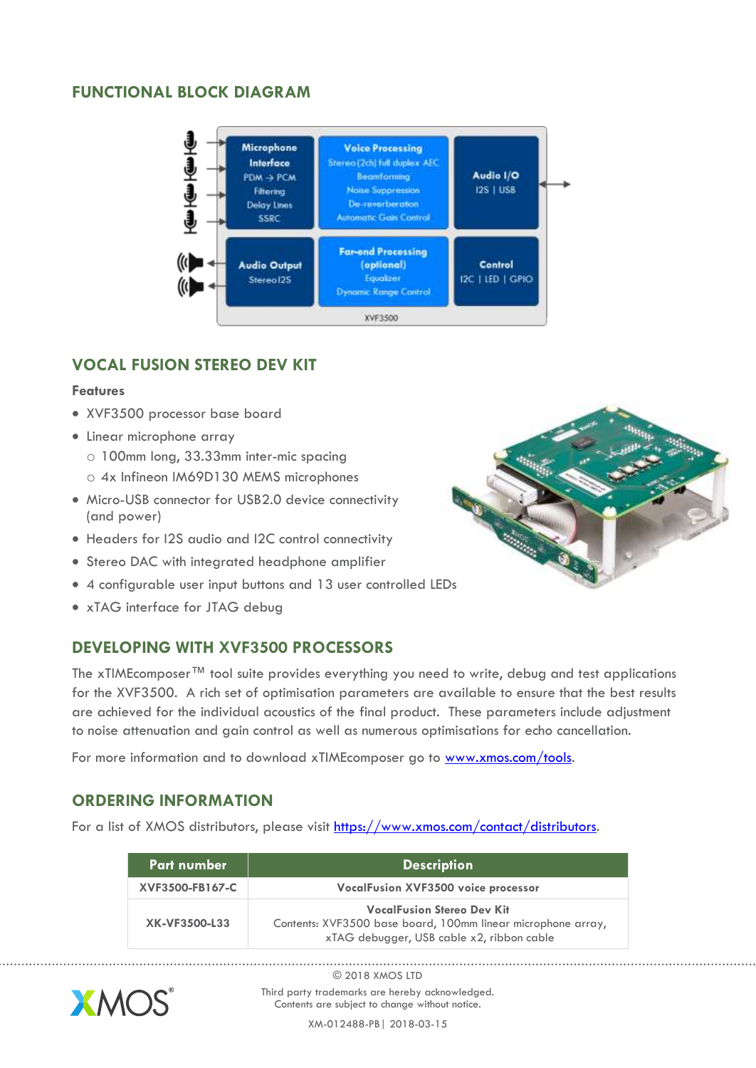## FUNCTIONAL BLOCK DIAGRAM

Microphone Interface
PDM → PCM
Filtering
Delay Lines
SSRC

Voice Processing
Stereo (2ch) full duplex AEC
Beamforming
Noise Suppression
De-reverberation
Automatic Gain Control

Audio I/O
I2S | USB

Audio Output
Stereo I2S

Far-end Processing (optional)
Equalizer
Dynamic Range Control

Control
I2C | LED | GPIO

XVF3500

## VOCAL FUSION STEREO DEV KIT

### Features

- XVF3500 processor base board
- Linear microphone array
  - 100mm long, 33.33mm inter-mic spacing
  - 4x Infineon IM69D130 MEMS microphones
- Micro-USB connector for USB2.0 device connectivity (and power)
- Headers for I2S audio and I2C control connectivity
- Stereo DAC with integrated headphone amplifier
- 4 configurable user input buttons and 13 user controlled LEDs
- xTAG interface for JTAG debug

## DEVELOPING WITH XVF3500 PROCESSORS

The xTIMEcomposer™ tool suite provides everything you need to write, debug and test applications for the XVF3500. A rich set of optimisation parameters are available to ensure that the best results are achieved for the individual acoustics of the final product. These parameters include adjustment to noise attenuation and gain control as well as numerous optimisations for echo cancellation.

For more information and to download xTIMEcomposer go to www.xmos.com/tools.

## ORDERING INFORMATION

For a list of XMOS distributors, please visit https://www.xmos.com/contact/distributors.

| Part number | Description |
|---|---|
| XVF3500-FB167-C | VocalFusion XVF3500 voice processor |
| XK-VF3500-L33 | **VocalFusion Stereo Dev Kit**<br>Contents: XVF3500 base board, 100mm linear microphone array, xTAG debugger, USB cable x2, ribbon cable |

© 2018 XMOS LTD
Third party trademarks are hereby acknowledged.
Contents are subject to change without notice.

XM-012488-PB | 2018-03-15